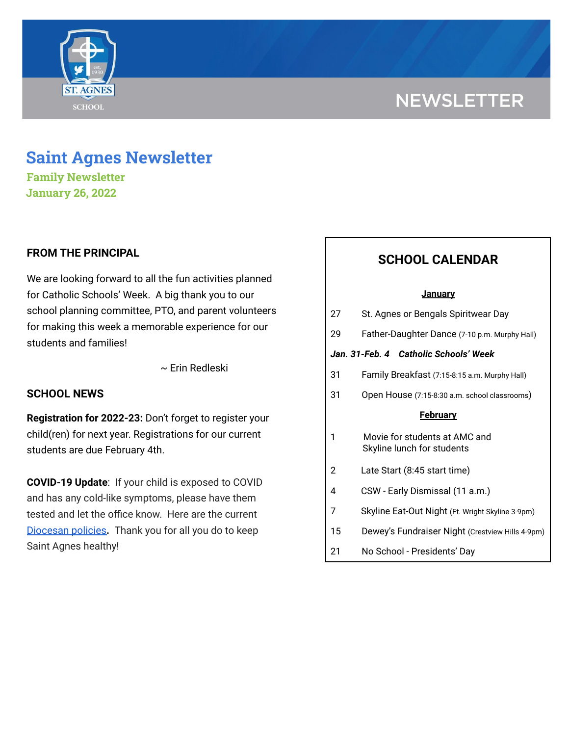NEWSLETTER

# Saint Agnes Newsletter

### Family Newsletter

### January 26, 2022

## FROM THE PRINCIPAL

We are looking forward to all the fun activities planned for Catholic Schools' Week. A big thank you to our school planning committee, PTO, and parent volunteers for making this week a memorable experience for our students and families!

~ Erin Redleski

## SCHOOL NEWS

**Registration for 2022-23:** Don't forget to register your child(ren) for next year. Registrations for our current students are due February 4th.

**COVID-19 Update**: If your child is exposed to COVID and has any cold-like symptoms, please have them tested and let the office know. Here are the current Diocesan policies. Thank you for all you do to keep Saint Agnes healthy!

## SCHOOL CALENDAR

**January**

| | |
|---|---|
| 27 | St. Agnes or Bengals Spiritwear Day |
| 29 | Father-Daughter Dance (7-10 p.m. Murphy Hall) |
| ***Jan. 31-Feb. 4*** | ***Catholic Schools' Week*** |
| 31 | Family Breakfast (7:15-8:15 a.m. Murphy Hall) |
| 31 | Open House (7:15-8:30 a.m. school classrooms) |

**February**

| | |
|---|---|
| 1 | Movie for students at AMC and Skyline lunch for students |
| 2 | Late Start (8:45 start time) |
| 4 | CSW - Early Dismissal (11 a.m.) |
| 7 | Skyline Eat-Out Night (Ft. Wright Skyline 3-9pm) |
| 15 | Dewey's Fundraiser Night (Crestview Hills 4-9pm) |
| 21 | No School - Presidents' Day |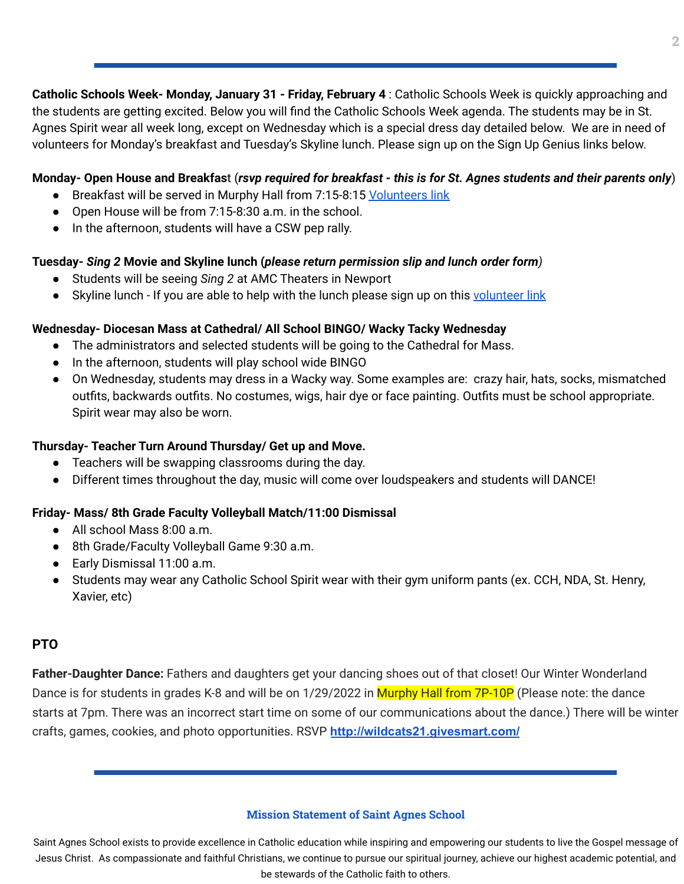**Catholic Schools Week- Monday, January 31 - Friday, February 4** : Catholic Schools Week is quickly approaching and the students are getting excited. Below you will find the Catholic Schools Week agenda. The students may be in St. Agnes Spirit wear all week long, except on Wednesday which is a special dress day detailed below. We are in need of volunteers for Monday's breakfast and Tuesday's Skyline lunch. Please sign up on the Sign Up Genius links below.

**Monday- Open House and Breakfast** (***rsvp required for breakfast - this is for St. Agnes students and their parents only***)

- Breakfast will be served in Murphy Hall from 7:15-8:15 Volunteers link
- Open House will be from 7:15-8:30 a.m. in the school.
- In the afternoon, students will have a CSW pep rally.

**Tuesday- *Sing 2* Movie and Skyline lunch (*please return permission slip and lunch order form*)**

- Students will be seeing *Sing 2* at AMC Theaters in Newport
- Skyline lunch - If you are able to help with the lunch please sign up on this volunteer link

**Wednesday- Diocesan Mass at Cathedral/ All School BINGO/ Wacky Tacky Wednesday**

- The administrators and selected students will be going to the Cathedral for Mass.
- In the afternoon, students will play school wide BINGO
- On Wednesday, students may dress in a Wacky way. Some examples are: crazy hair, hats, socks, mismatched outfits, backwards outfits. No costumes, wigs, hair dye or face painting. Outfits must be school appropriate. Spirit wear may also be worn.

**Thursday- Teacher Turn Around Thursday/ Get up and Move.**

- Teachers will be swapping classrooms during the day.
- Different times throughout the day, music will come over loudspeakers and students will DANCE!

**Friday- Mass/ 8th Grade Faculty Volleyball Match/11:00 Dismissal**

- All school Mass 8:00 a.m.
- 8th Grade/Faculty Volleyball Game 9:30 a.m.
- Early Dismissal 11:00 a.m.
- Students may wear any Catholic School Spirit wear with their gym uniform pants (ex. CCH, NDA, St. Henry, Xavier, etc)

## PTO

**Father-Daughter Dance:** Fathers and daughters get your dancing shoes out of that closet! Our Winter Wonderland Dance is for students in grades K-8 and will be on 1/29/2022 in Murphy Hall from 7P-10P (Please note: the dance starts at 7pm. There was an incorrect start time on some of our communications about the dance.) There will be winter crafts, games, cookies, and photo opportunities. RSVP **http://wildcats21.givesmart.com/**

### Mission Statement of Saint Agnes School

Saint Agnes School exists to provide excellence in Catholic education while inspiring and empowering our students to live the Gospel message of Jesus Christ. As compassionate and faithful Christians, we continue to pursue our spiritual journey, achieve our highest academic potential, and be stewards of the Catholic faith to others.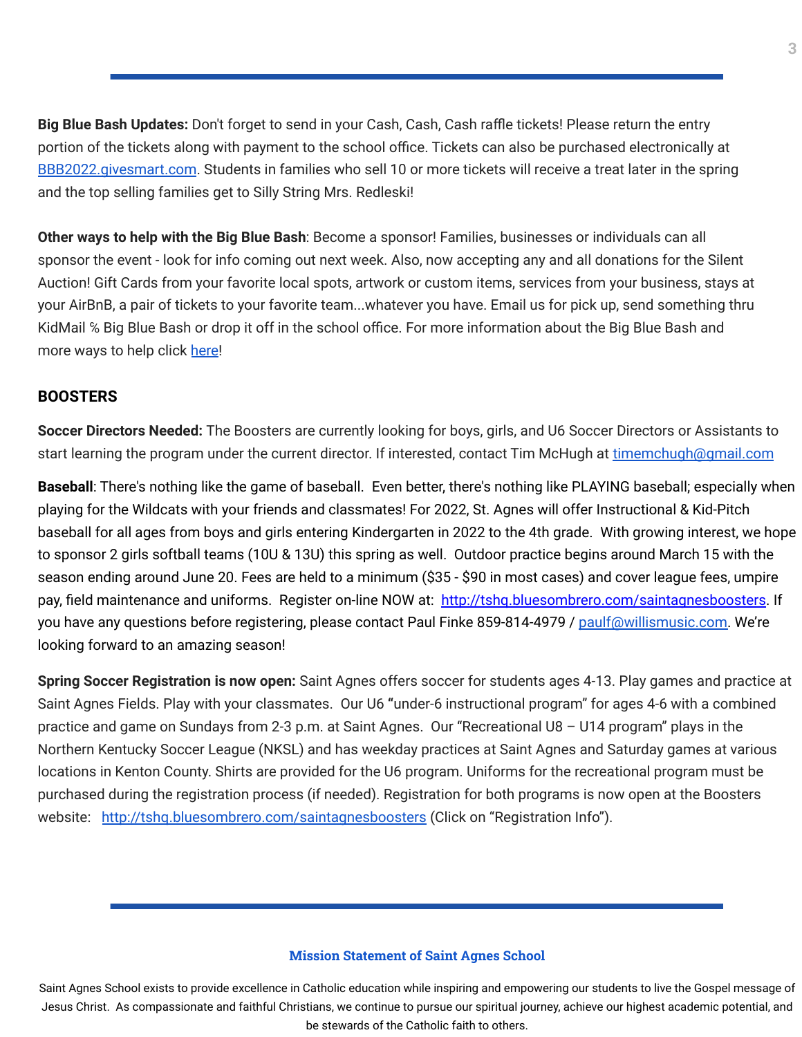**Big Blue Bash Updates:** Don't forget to send in your Cash, Cash, Cash raffle tickets! Please return the entry portion of the tickets along with payment to the school office. Tickets can also be purchased electronically at BBB2022.givesmart.com. Students in families who sell 10 or more tickets will receive a treat later in the spring and the top selling families get to Silly String Mrs. Redleski!

**Other ways to help with the Big Blue Bash**: Become a sponsor! Families, businesses or individuals can all sponsor the event - look for info coming out next week. Also, now accepting any and all donations for the Silent Auction! Gift Cards from your favorite local spots, artwork or custom items, services from your business, stays at your AirBnB, a pair of tickets to your favorite team...whatever you have. Email us for pick up, send something thru KidMail % Big Blue Bash or drop it off in the school office. For more information about the Big Blue Bash and more ways to help click here!

## BOOSTERS

**Soccer Directors Needed:** The Boosters are currently looking for boys, girls, and U6 Soccer Directors or Assistants to start learning the program under the current director. If interested, contact Tim McHugh at timemchugh@gmail.com

**Baseball**: There's nothing like the game of baseball. Even better, there's nothing like PLAYING baseball; especially when playing for the Wildcats with your friends and classmates! For 2022, St. Agnes will offer Instructional & Kid-Pitch baseball for all ages from boys and girls entering Kindergarten in 2022 to the 4th grade. With growing interest, we hope to sponsor 2 girls softball teams (10U & 13U) this spring as well. Outdoor practice begins around March 15 with the season ending around June 20. Fees are held to a minimum ($35 - $90 in most cases) and cover league fees, umpire pay, field maintenance and uniforms. Register on-line NOW at: http://tshq.bluesombrero.com/saintagnesboosters. If you have any questions before registering, please contact Paul Finke 859-814-4979 / paulf@willismusic.com. We're looking forward to an amazing season!

**Spring Soccer Registration is now open:** Saint Agnes offers soccer for students ages 4-13. Play games and practice at Saint Agnes Fields. Play with your classmates. Our U6 "under-6 instructional program" for ages 4-6 with a combined practice and game on Sundays from 2-3 p.m. at Saint Agnes. Our "Recreational U8 – U14 program" plays in the Northern Kentucky Soccer League (NKSL) and has weekday practices at Saint Agnes and Saturday games at various locations in Kenton County. Shirts are provided for the U6 program. Uniforms for the recreational program must be purchased during the registration process (if needed). Registration for both programs is now open at the Boosters website: http://tshq.bluesombrero.com/saintagnesboosters (Click on "Registration Info").

### Mission Statement of Saint Agnes School

Saint Agnes School exists to provide excellence in Catholic education while inspiring and empowering our students to live the Gospel message of Jesus Christ. As compassionate and faithful Christians, we continue to pursue our spiritual journey, achieve our highest academic potential, and be stewards of the Catholic faith to others.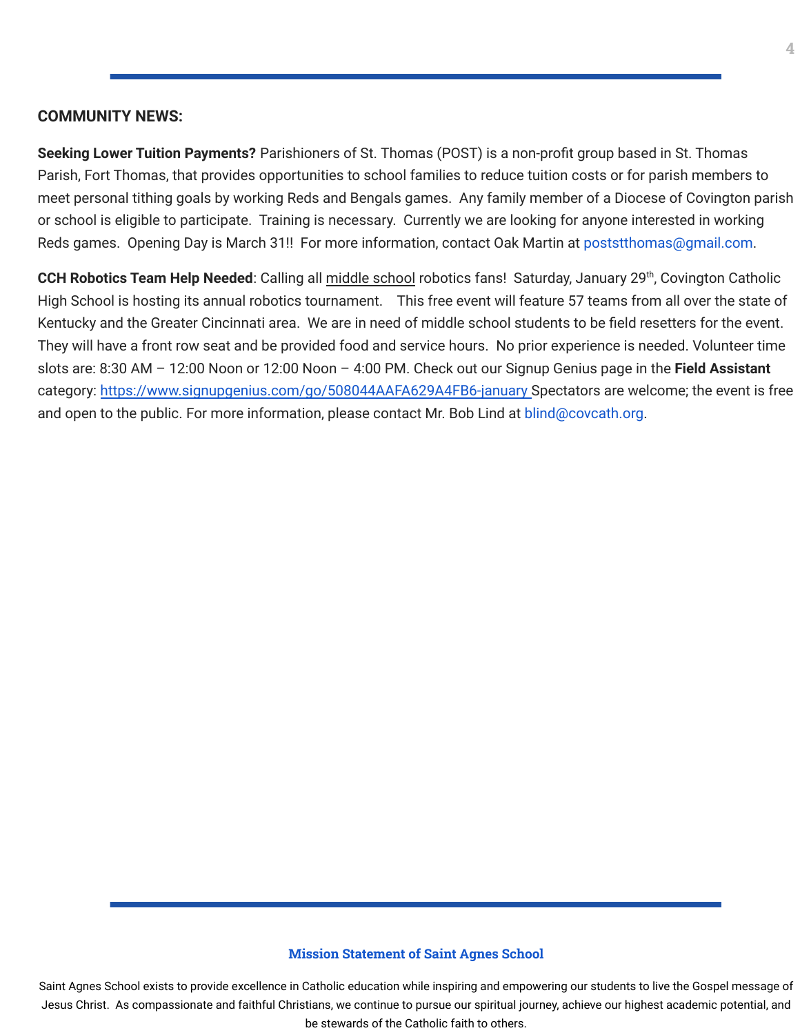**COMMUNITY NEWS:**

**Seeking Lower Tuition Payments?** Parishioners of St. Thomas (POST) is a non-profit group based in St. Thomas Parish, Fort Thomas, that provides opportunities to school families to reduce tuition costs or for parish members to meet personal tithing goals by working Reds and Bengals games. Any family member of a Diocese of Covington parish or school is eligible to participate. Training is necessary. Currently we are looking for anyone interested in working Reds games. Opening Day is March 31!! For more information, contact Oak Martin at poststthomas@gmail.com.

**CCH Robotics Team Help Needed**: Calling all middle school robotics fans! Saturday, January 29th, Covington Catholic High School is hosting its annual robotics tournament. This free event will feature 57 teams from all over the state of Kentucky and the Greater Cincinnati area. We are in need of middle school students to be field resetters for the event. They will have a front row seat and be provided food and service hours. No prior experience is needed. Volunteer time slots are: 8:30 AM – 12:00 Noon or 12:00 Noon – 4:00 PM. Check out our Signup Genius page in the **Field Assistant** category: https://www.signupgenius.com/go/508044AAFA629A4FB6-january Spectators are welcome; the event is free and open to the public. For more information, please contact Mr. Bob Lind at blind@covcath.org.

**Mission Statement of Saint Agnes School**

Saint Agnes School exists to provide excellence in Catholic education while inspiring and empowering our students to live the Gospel message of Jesus Christ. As compassionate and faithful Christians, we continue to pursue our spiritual journey, achieve our highest academic potential, and be stewards of the Catholic faith to others.